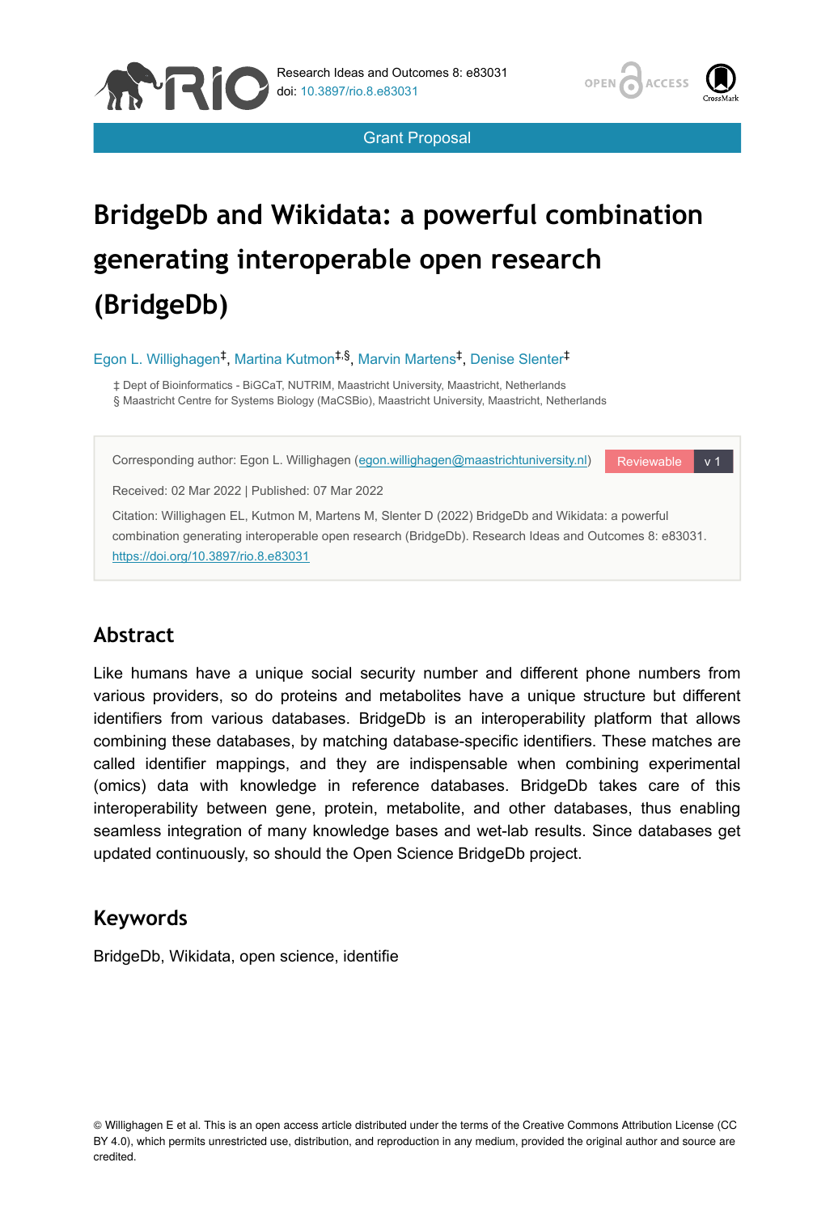Grant Proposal

# BridgeDb and Wikidata: a powerful combination generating interoperable open research (BridgeDb)

Egon L. Willighagen[‡], Martina Kutmon[‡,§], Marvin Martens[‡], Denise Slenter[‡]

‡ Dept of Bioinformatics - BiGCaT, NUTRIM, Maastricht University, Maastricht, Netherlands
§ Maastricht Centre for Systems Biology (MaCSBio), Maastricht University, Maastricht, Netherlands

Corresponding author: Egon L. Willighagen (egon.willighagen@maastrichtuniversity.nl)

Reviewable v 1

Received: 02 Mar 2022 | Published: 07 Mar 2022

Citation: Willighagen EL, Kutmon M, Martens M, Slenter D (2022) BridgeDb and Wikidata: a powerful combination generating interoperable open research (BridgeDb). Research Ideas and Outcomes 8: e83031. https://doi.org/10.3897/rio.8.e83031

## Abstract

Like humans have a unique social security number and different phone numbers from various providers, so do proteins and metabolites have a unique structure but different identifiers from various databases. BridgeDb is an interoperability platform that allows combining these databases, by matching database-specific identifiers. These matches are called identifier mappings, and they are indispensable when combining experimental (omics) data with knowledge in reference databases. BridgeDb takes care of this interoperability between gene, protein, metabolite, and other databases, thus enabling seamless integration of many knowledge bases and wet-lab results. Since databases get updated continuously, so should the Open Science BridgeDb project.

## Keywords

BridgeDb, Wikidata, open science, identifie

© Willighagen E et al. This is an open access article distributed under the terms of the Creative Commons Attribution License (CC BY 4.0), which permits unrestricted use, distribution, and reproduction in any medium, provided the original author and source are credited.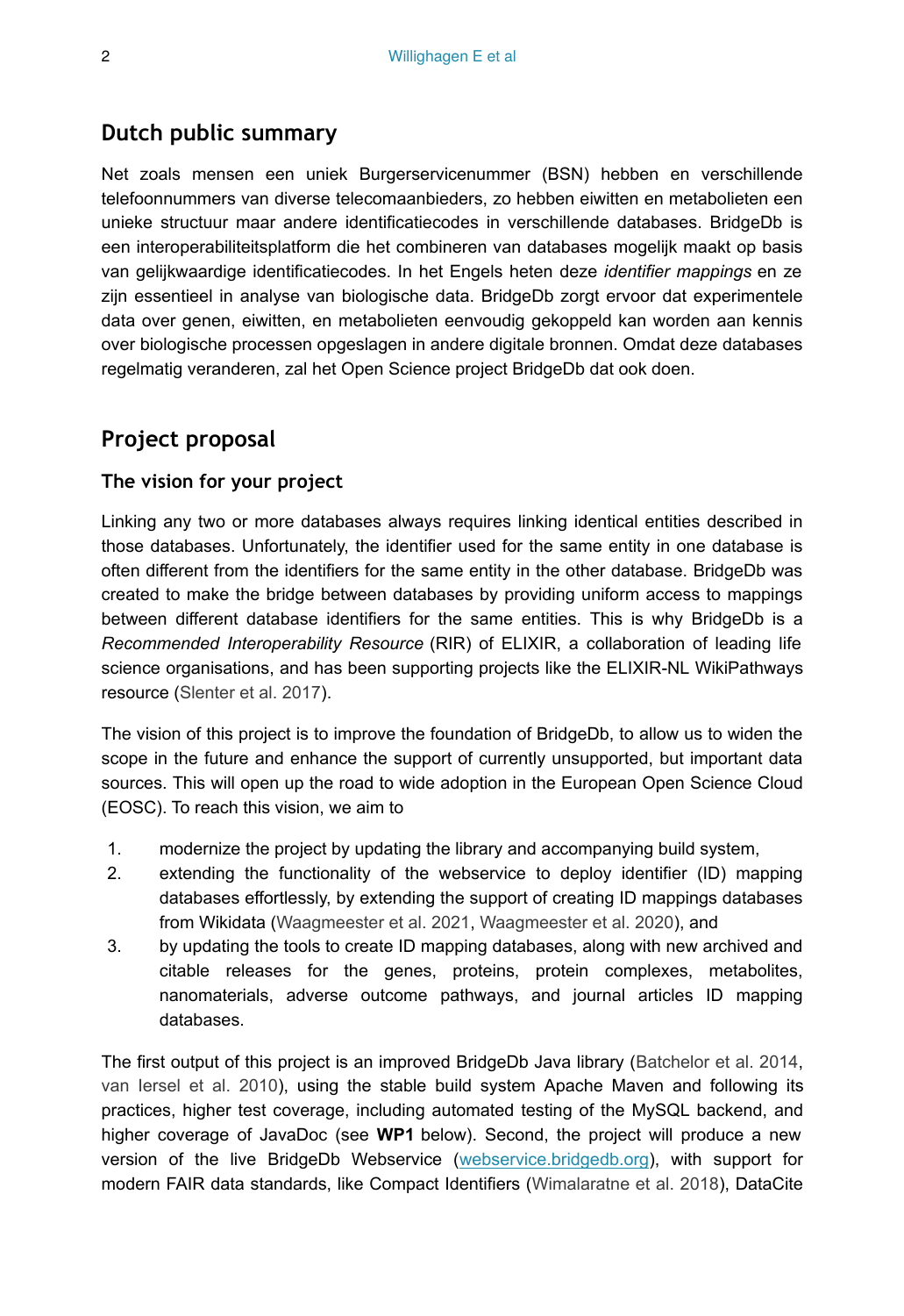## Dutch public summary

Net zoals mensen een uniek Burgerservicenummer (BSN) hebben en verschillende telefoonnummers van diverse telecomaanbieders, zo hebben eiwitten en metabolieten een unieke structuur maar andere identificatiecodes in verschillende databases. BridgeDb is een interoperabiliteitsplatform die het combineren van databases mogelijk maakt op basis van gelijkwaardige identificatiecodes. In het Engels heten deze *identifier mappings* en ze zijn essentieel in analyse van biologische data. BridgeDb zorgt ervoor dat experimentele data over genen, eiwitten, en metabolieten eenvoudig gekoppeld kan worden aan kennis over biologische processen opgeslagen in andere digitale bronnen. Omdat deze databases regelmatig veranderen, zal het Open Science project BridgeDb dat ook doen.

## Project proposal

### The vision for your project

Linking any two or more databases always requires linking identical entities described in those databases. Unfortunately, the identifier used for the same entity in one database is often different from the identifiers for the same entity in the other database. BridgeDb was created to make the bridge between databases by providing uniform access to mappings between different database identifiers for the same entities. This is why BridgeDb is a *Recommended Interoperability Resource* (RIR) of ELIXIR, a collaboration of leading life science organisations, and has been supporting projects like the ELIXIR-NL WikiPathways resource (Slenter et al. 2017).

The vision of this project is to improve the foundation of BridgeDb, to allow us to widen the scope in the future and enhance the support of currently unsupported, but important data sources. This will open up the road to wide adoption in the European Open Science Cloud (EOSC). To reach this vision, we aim to

1. modernize the project by updating the library and accompanying build system,
2. extending the functionality of the webservice to deploy identifier (ID) mapping databases effortlessly, by extending the support of creating ID mappings databases from Wikidata (Waagmeester et al. 2021, Waagmeester et al. 2020), and
3. by updating the tools to create ID mapping databases, along with new archived and citable releases for the genes, proteins, protein complexes, metabolites, nanomaterials, adverse outcome pathways, and journal articles ID mapping databases.

The first output of this project is an improved BridgeDb Java library (Batchelor et al. 2014, van Iersel et al. 2010), using the stable build system Apache Maven and following its practices, higher test coverage, including automated testing of the MySQL backend, and higher coverage of JavaDoc (see **WP1** below). Second, the project will produce a new version of the live BridgeDb Webservice ([webservice.bridgedb.org](webservice.bridgedb.org)), with support for modern FAIR data standards, like Compact Identifiers (Wimalaratne et al. 2018), DataCite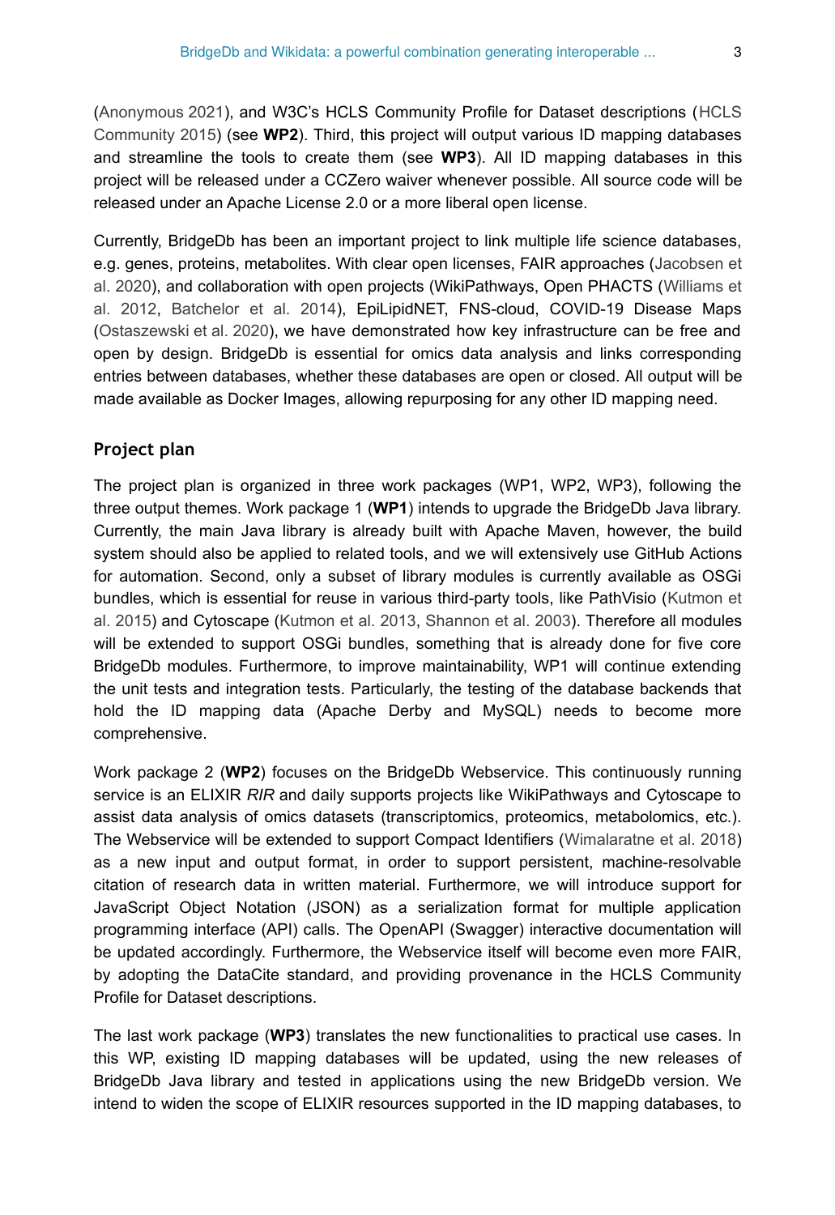(Anonymous 2021), and W3C's HCLS Community Profile for Dataset descriptions (HCLS Community 2015) (see **WP2**). Third, this project will output various ID mapping databases and streamline the tools to create them (see **WP3**). All ID mapping databases in this project will be released under a CCZero waiver whenever possible. All source code will be released under an Apache License 2.0 or a more liberal open license.

Currently, BridgeDb has been an important project to link multiple life science databases, e.g. genes, proteins, metabolites. With clear open licenses, FAIR approaches (Jacobsen et al. 2020), and collaboration with open projects (WikiPathways, Open PHACTS (Williams et al. 2012, Batchelor et al. 2014), EpiLipidNET, FNS-cloud, COVID-19 Disease Maps (Ostaszewski et al. 2020), we have demonstrated how key infrastructure can be free and open by design. BridgeDb is essential for omics data analysis and links corresponding entries between databases, whether these databases are open or closed. All output will be made available as Docker Images, allowing repurposing for any other ID mapping need.

## Project plan

The project plan is organized in three work packages (WP1, WP2, WP3), following the three output themes. Work package 1 (**WP1**) intends to upgrade the BridgeDb Java library. Currently, the main Java library is already built with Apache Maven, however, the build system should also be applied to related tools, and we will extensively use GitHub Actions for automation. Second, only a subset of library modules is currently available as OSGi bundles, which is essential for reuse in various third-party tools, like PathVisio (Kutmon et al. 2015) and Cytoscape (Kutmon et al. 2013, Shannon et al. 2003). Therefore all modules will be extended to support OSGi bundles, something that is already done for five core BridgeDb modules. Furthermore, to improve maintainability, WP1 will continue extending the unit tests and integration tests. Particularly, the testing of the database backends that hold the ID mapping data (Apache Derby and MySQL) needs to become more comprehensive.

Work package 2 (**WP2**) focuses on the BridgeDb Webservice. This continuously running service is an ELIXIR *RIR* and daily supports projects like WikiPathways and Cytoscape to assist data analysis of omics datasets (transcriptomics, proteomics, metabolomics, etc.). The Webservice will be extended to support Compact Identifiers (Wimalaratne et al. 2018) as a new input and output format, in order to support persistent, machine-resolvable citation of research data in written material. Furthermore, we will introduce support for JavaScript Object Notation (JSON) as a serialization format for multiple application programming interface (API) calls. The OpenAPI (Swagger) interactive documentation will be updated accordingly. Furthermore, the Webservice itself will become even more FAIR, by adopting the DataCite standard, and providing provenance in the HCLS Community Profile for Dataset descriptions.

The last work package (**WP3**) translates the new functionalities to practical use cases. In this WP, existing ID mapping databases will be updated, using the new releases of BridgeDb Java library and tested in applications using the new BridgeDb version. We intend to widen the scope of ELIXIR resources supported in the ID mapping databases, to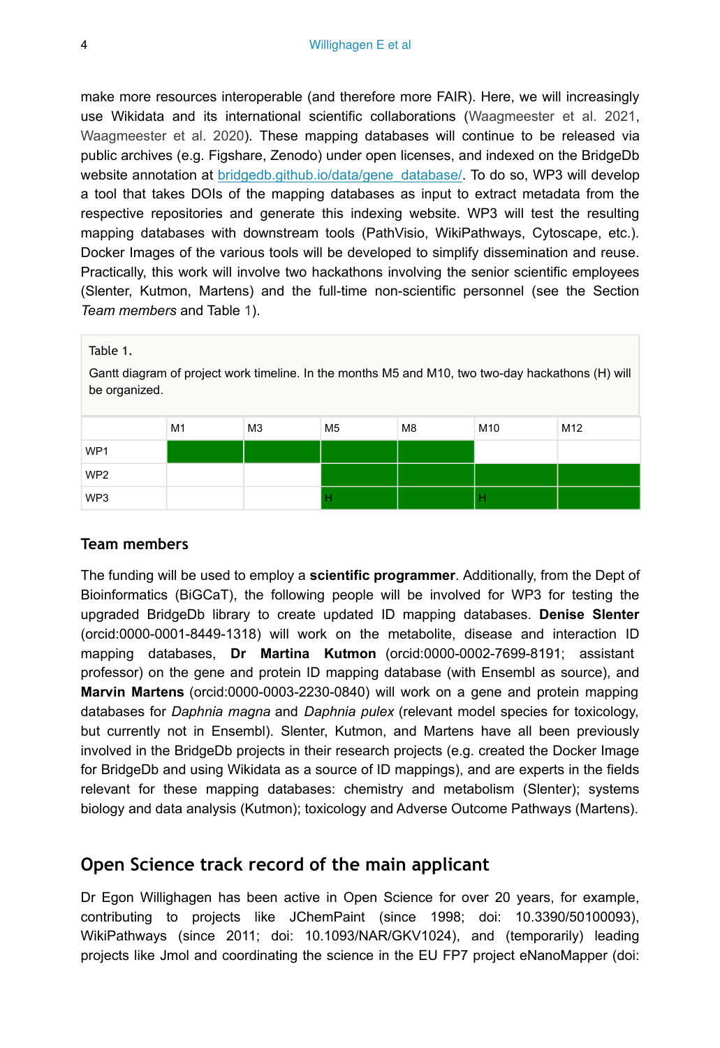make more resources interoperable (and therefore more FAIR). Here, we will increasingly use Wikidata and its international scientific collaborations (Waagmeester et al. 2021, Waagmeester et al. 2020). These mapping databases will continue to be released via public archives (e.g. Figshare, Zenodo) under open licenses, and indexed on the BridgeDb website annotation at [bridgedb.github.io/data/gene_database/](bridgedb.github.io/data/gene_database/). To do so, WP3 will develop a tool that takes DOIs of the mapping databases as input to extract metadata from the respective repositories and generate this indexing website. WP3 will test the resulting mapping databases with downstream tools (PathVisio, WikiPathways, Cytoscape, etc.). Docker Images of the various tools will be developed to simplify dissemination and reuse. Practically, this work will involve two hackathons involving the senior scientific employees (Slenter, Kutmon, Martens) and the full-time non-scientific personnel (see the Section *Team members* and Table 1).

Table 1.

Gantt diagram of project work timeline. In the months M5 and M10, two two-day hackathons (H) will be organized.

| | M1 | M3 | M5 | M8 | M10 | M12 |
|---|---|---|---|---|---|---|
| WP1 | ■ | ■ | ■ | ■ | | |
| WP2 | | | ■ | ■ | ■ | ■ |
| WP3 | | | H ■ | ■ | H ■ | ■ |

### Team members

The funding will be used to employ a **scientific programmer**. Additionally, from the Dept of Bioinformatics (BiGCaT), the following people will be involved for WP3 for testing the upgraded BridgeDb library to create updated ID mapping databases. **Denise Slenter** (orcid:0000-0001-8449-1318) will work on the metabolite, disease and interaction ID mapping databases, **Dr Martina Kutmon** (orcid:0000-0002-7699-8191; assistant professor) on the gene and protein ID mapping database (with Ensembl as source), and **Marvin Martens** (orcid:0000-0003-2230-0840) will work on a gene and protein mapping databases for *Daphnia magna* and *Daphnia pulex* (relevant model species for toxicology, but currently not in Ensembl). Slenter, Kutmon, and Martens have all been previously involved in the BridgeDb projects in their research projects (e.g. created the Docker Image for BridgeDb and using Wikidata as a source of ID mappings), and are experts in the fields relevant for these mapping databases: chemistry and metabolism (Slenter); systems biology and data analysis (Kutmon); toxicology and Adverse Outcome Pathways (Martens).

## Open Science track record of the main applicant

Dr Egon Willighagen has been active in Open Science for over 20 years, for example, contributing to projects like JChemPaint (since 1998; doi: 10.3390/50100093), WikiPathways (since 2011; doi: 10.1093/NAR/GKV1024), and (temporarily) leading projects like Jmol and coordinating the science in the EU FP7 project eNanoMapper (doi: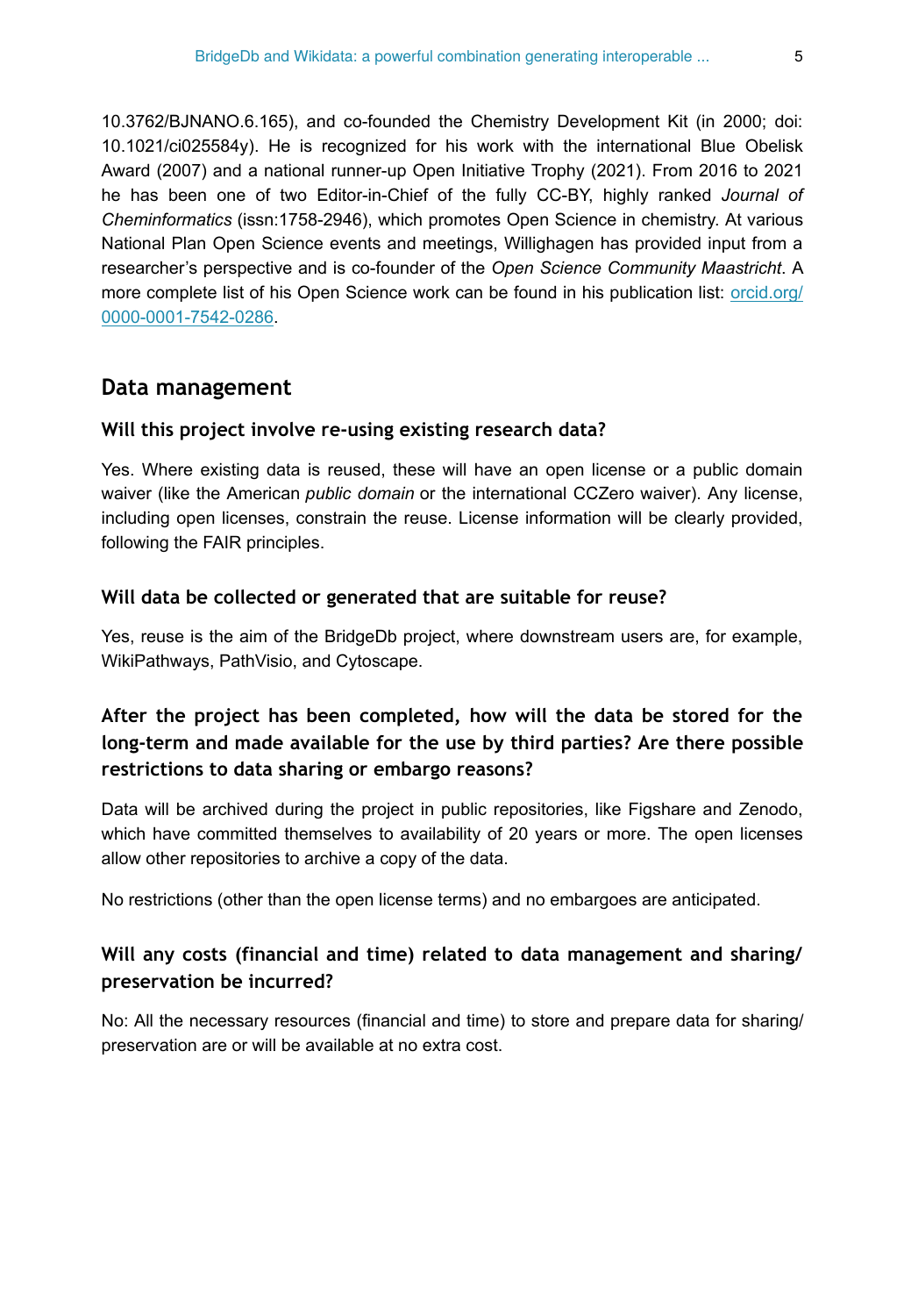10.3762/BJNANO.6.165), and co-founded the Chemistry Development Kit (in 2000; doi: 10.1021/ci025584y). He is recognized for his work with the international Blue Obelisk Award (2007) and a national runner-up Open Initiative Trophy (2021). From 2016 to 2021 he has been one of two Editor-in-Chief of the fully CC-BY, highly ranked *Journal of Cheminformatics* (issn:1758-2946), which promotes Open Science in chemistry. At various National Plan Open Science events and meetings, Willighagen has provided input from a researcher's perspective and is co-founder of the *Open Science Community Maastricht*. A more complete list of his Open Science work can be found in his publication list: [orcid.org/0000-0001-7542-0286](https://orcid.org/0000-0001-7542-0286).

## Data management

### Will this project involve re-using existing research data?

Yes. Where existing data is reused, these will have an open license or a public domain waiver (like the American *public domain* or the international CCZero waiver). Any license, including open licenses, constrain the reuse. License information will be clearly provided, following the FAIR principles.

### Will data be collected or generated that are suitable for reuse?

Yes, reuse is the aim of the BridgeDb project, where downstream users are, for example, WikiPathways, PathVisio, and Cytoscape.

### After the project has been completed, how will the data be stored for the long-term and made available for the use by third parties? Are there possible restrictions to data sharing or embargo reasons?

Data will be archived during the project in public repositories, like Figshare and Zenodo, which have committed themselves to availability of 20 years or more. The open licenses allow other repositories to archive a copy of the data.

No restrictions (other than the open license terms) and no embargoes are anticipated.

### Will any costs (financial and time) related to data management and sharing/ preservation be incurred?

No: All the necessary resources (financial and time) to store and prepare data for sharing/ preservation are or will be available at no extra cost.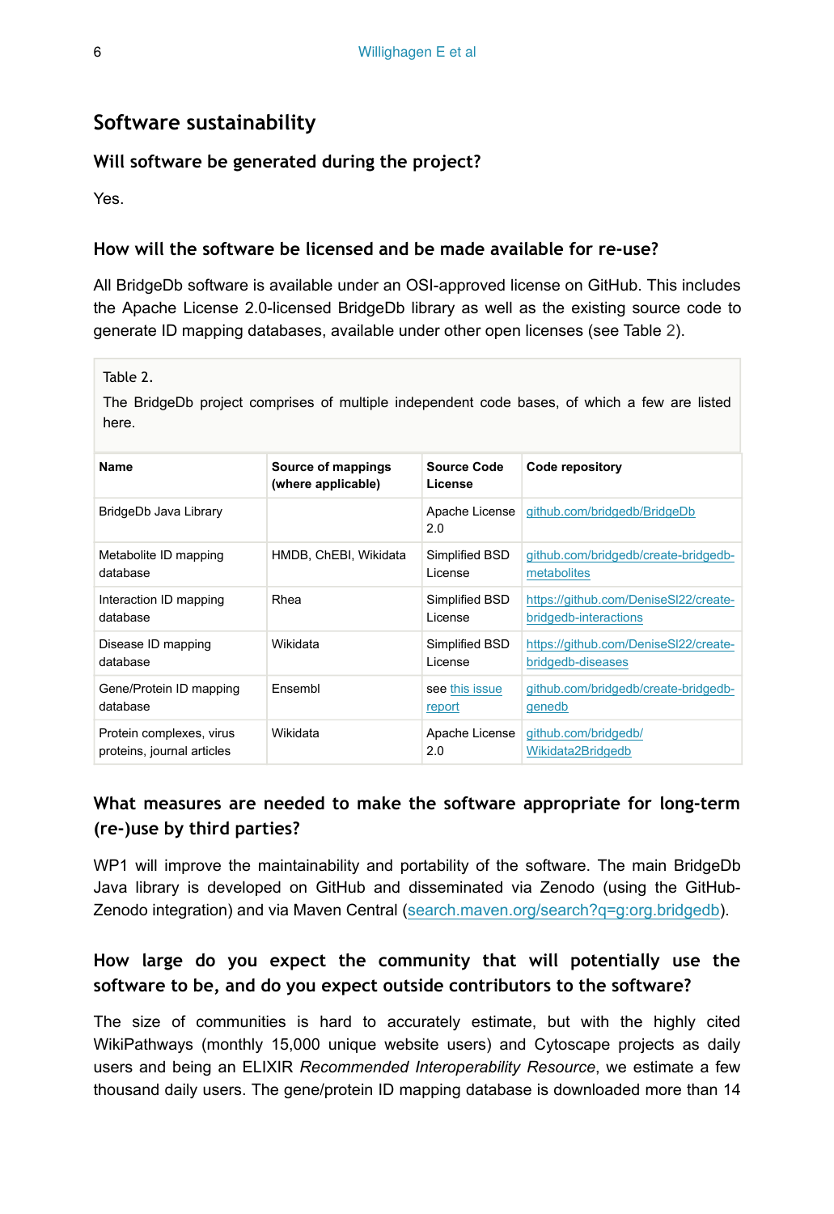## Software sustainability

### Will software be generated during the project?

Yes.

### How will the software be licensed and be made available for re-use?

All BridgeDb software is available under an OSI-approved license on GitHub. This includes the Apache License 2.0-licensed BridgeDb library as well as the existing source code to generate ID mapping databases, available under other open licenses (see Table 2).

Table 2.

The BridgeDb project comprises of multiple independent code bases, of which a few are listed here.

| Name | Source of mappings (where applicable) | Source Code License | Code repository |
|---|---|---|---|
| BridgeDb Java Library | | Apache License 2.0 | github.com/bridgedb/BridgeDb |
| Metabolite ID mapping database | HMDB, ChEBI, Wikidata | Simplified BSD License | github.com/bridgedb/create-bridgedb-metabolites |
| Interaction ID mapping database | Rhea | Simplified BSD License | https://github.com/DeniseSl22/create-bridgedb-interactions |
| Disease ID mapping database | Wikidata | Simplified BSD License | https://github.com/DeniseSl22/create-bridgedb-diseases |
| Gene/Protein ID mapping database | Ensembl | see this issue report | github.com/bridgedb/create-bridgedb-genedb |
| Protein complexes, virus proteins, journal articles | Wikidata | Apache License 2.0 | github.com/bridgedb/Wikidata2Bridgedb |

### What measures are needed to make the software appropriate for long-term (re-)use by third parties?

WP1 will improve the maintainability and portability of the software. The main BridgeDb Java library is developed on GitHub and disseminated via Zenodo (using the GitHub-Zenodo integration) and via Maven Central (search.maven.org/search?q=g:org.bridgedb).

### How large do you expect the community that will potentially use the software to be, and do you expect outside contributors to the software?

The size of communities is hard to accurately estimate, but with the highly cited WikiPathways (monthly 15,000 unique website users) and Cytoscape projects as daily users and being an ELIXIR *Recommended Interoperability Resource*, we estimate a few thousand daily users. The gene/protein ID mapping database is downloaded more than 14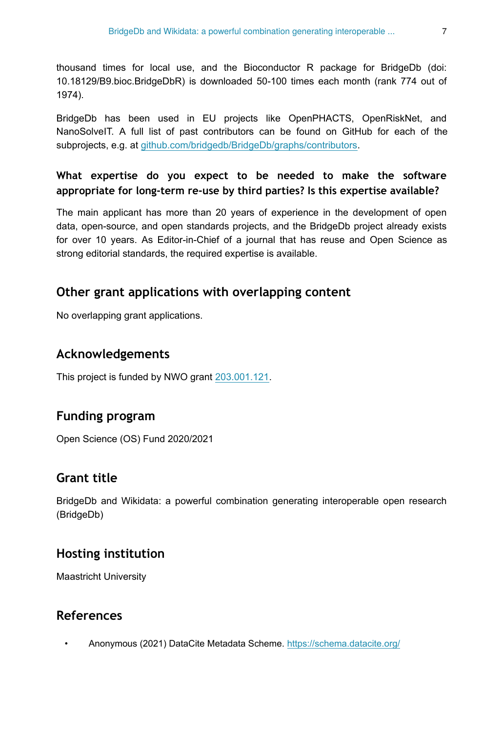thousand times for local use, and the Bioconductor R package for BridgeDb (doi: 10.18129/B9.bioc.BridgeDbR) is downloaded 50-100 times each month (rank 774 out of 1974).

BridgeDb has been used in EU projects like OpenPHACTS, OpenRiskNet, and NanoSolveIT. A full list of past contributors can be found on GitHub for each of the subprojects, e.g. at [github.com/bridgedb/BridgeDb/graphs/contributors](https://github.com/bridgedb/BridgeDb/graphs/contributors).

### What expertise do you expect to be needed to make the software appropriate for long-term re-use by third parties? Is this expertise available?

The main applicant has more than 20 years of experience in the development of open data, open-source, and open standards projects, and the BridgeDb project already exists for over 10 years. As Editor-in-Chief of a journal that has reuse and Open Science as strong editorial standards, the required expertise is available.

## Other grant applications with overlapping content

No overlapping grant applications.

## Acknowledgements

This project is funded by NWO grant 203.001.121.

## Funding program

Open Science (OS) Fund 2020/2021

## Grant title

BridgeDb and Wikidata: a powerful combination generating interoperable open research (BridgeDb)

## Hosting institution

Maastricht University

## References

- Anonymous (2021) DataCite Metadata Scheme. [https://schema.datacite.org/](https://schema.datacite.org/)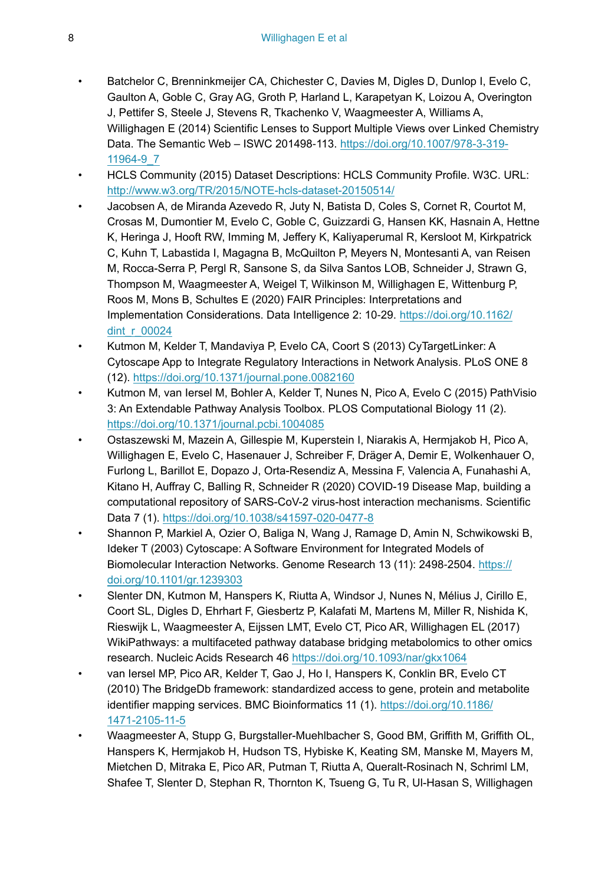- Batchelor C, Brenninkmeijer CA, Chichester C, Davies M, Digles D, Dunlop I, Evelo C, Gaulton A, Goble C, Gray AG, Groth P, Harland L, Karapetyan K, Loizou A, Overington J, Pettifer S, Steele J, Stevens R, Tkachenko V, Waagmeester A, Williams A, Willighagen E (2014) Scientific Lenses to Support Multiple Views over Linked Chemistry Data. The Semantic Web – ISWC 201498-113. https://doi.org/10.1007/978-3-319-11964-9_7
- HCLS Community (2015) Dataset Descriptions: HCLS Community Profile. W3C. URL: http://www.w3.org/TR/2015/NOTE-hcls-dataset-20150514/
- Jacobsen A, de Miranda Azevedo R, Juty N, Batista D, Coles S, Cornet R, Courtot M, Crosas M, Dumontier M, Evelo C, Goble C, Guizzardi G, Hansen KK, Hasnain A, Hettne K, Heringa J, Hooft RW, Imming M, Jeffery K, Kaliyaperumal R, Kersloot M, Kirkpatrick C, Kuhn T, Labastida I, Magagna B, McQuilton P, Meyers N, Montesanti A, van Reisen M, Rocca-Serra P, Pergl R, Sansone S, da Silva Santos LOB, Schneider J, Strawn G, Thompson M, Waagmeester A, Weigel T, Wilkinson M, Willighagen E, Wittenburg P, Roos M, Mons B, Schultes E (2020) FAIR Principles: Interpretations and Implementation Considerations. Data Intelligence 2: 10-29. https://doi.org/10.1162/dint_r_00024
- Kutmon M, Kelder T, Mandaviya P, Evelo CA, Coort S (2013) CyTargetLinker: A Cytoscape App to Integrate Regulatory Interactions in Network Analysis. PLoS ONE 8 (12). https://doi.org/10.1371/journal.pone.0082160
- Kutmon M, van Iersel M, Bohler A, Kelder T, Nunes N, Pico A, Evelo C (2015) PathVisio 3: An Extendable Pathway Analysis Toolbox. PLOS Computational Biology 11 (2). https://doi.org/10.1371/journal.pcbi.1004085
- Ostaszewski M, Mazein A, Gillespie M, Kuperstein I, Niarakis A, Hermjakob H, Pico A, Willighagen E, Evelo C, Hasenauer J, Schreiber F, Dräger A, Demir E, Wolkenhauer O, Furlong L, Barillot E, Dopazo J, Orta-Resendiz A, Messina F, Valencia A, Funahashi A, Kitano H, Auffray C, Balling R, Schneider R (2020) COVID-19 Disease Map, building a computational repository of SARS-CoV-2 virus-host interaction mechanisms. Scientific Data 7 (1). https://doi.org/10.1038/s41597-020-0477-8
- Shannon P, Markiel A, Ozier O, Baliga N, Wang J, Ramage D, Amin N, Schwikowski B, Ideker T (2003) Cytoscape: A Software Environment for Integrated Models of Biomolecular Interaction Networks. Genome Research 13 (11): 2498-2504. https://doi.org/10.1101/gr.1239303
- Slenter DN, Kutmon M, Hanspers K, Riutta A, Windsor J, Nunes N, Mélius J, Cirillo E, Coort SL, Digles D, Ehrhart F, Giesbertz P, Kalafati M, Martens M, Miller R, Nishida K, Rieswijk L, Waagmeester A, Eijssen LMT, Evelo CT, Pico AR, Willighagen EL (2017) WikiPathways: a multifaceted pathway database bridging metabolomics to other omics research. Nucleic Acids Research 46 https://doi.org/10.1093/nar/gkx1064
- van Iersel MP, Pico AR, Kelder T, Gao J, Ho I, Hanspers K, Conklin BR, Evelo CT (2010) The BridgeDb framework: standardized access to gene, protein and metabolite identifier mapping services. BMC Bioinformatics 11 (1). https://doi.org/10.1186/1471-2105-11-5
- Waagmeester A, Stupp G, Burgstaller-Muehlbacher S, Good BM, Griffith M, Griffith OL, Hanspers K, Hermjakob H, Hudson TS, Hybiske K, Keating SM, Manske M, Mayers M, Mietchen D, Mitraka E, Pico AR, Putman T, Riutta A, Queralt-Rosinach N, Schriml LM, Shafee T, Slenter D, Stephan R, Thornton K, Tsueng G, Tu R, Ul-Hasan S, Willighagen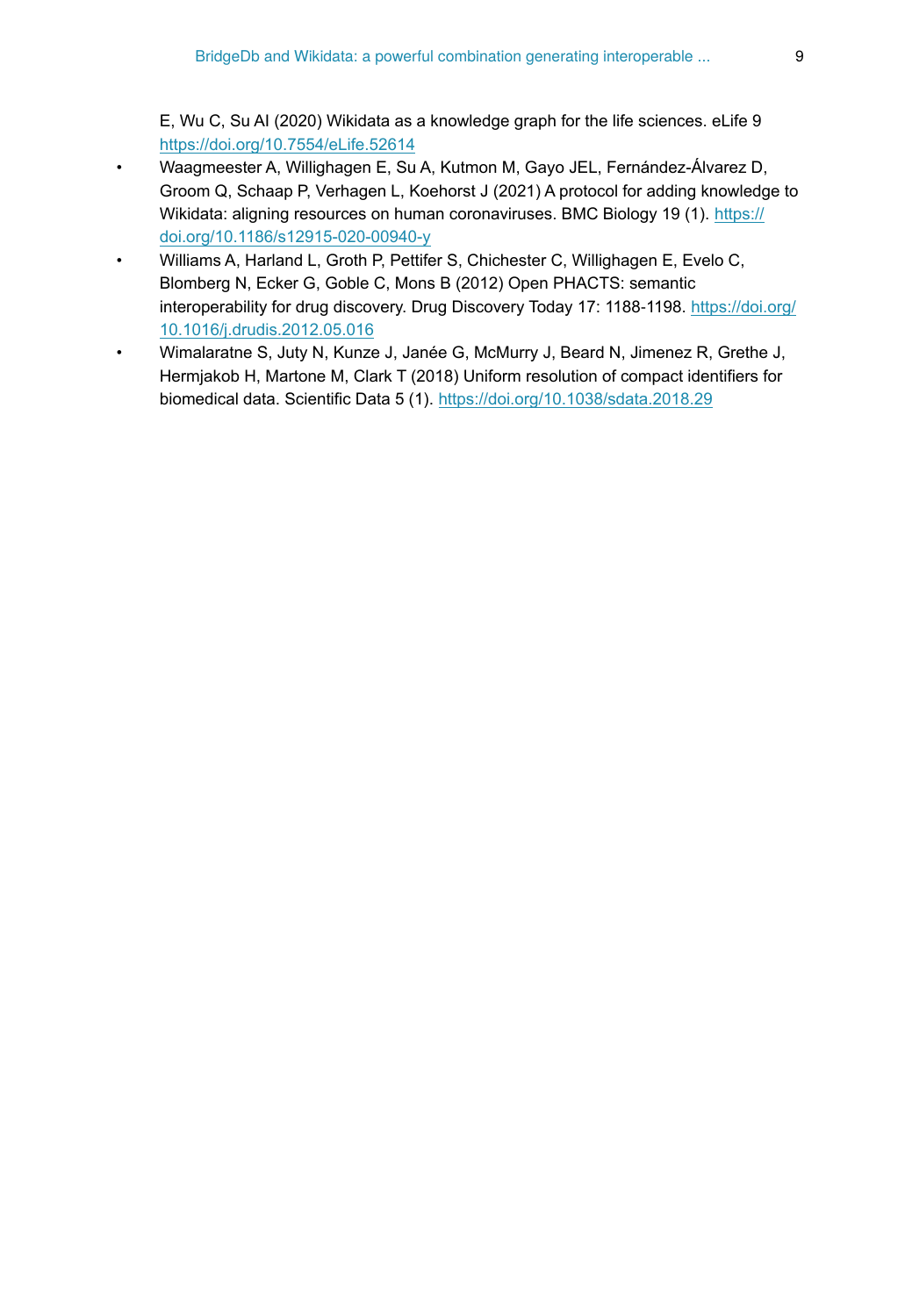E, Wu C, Su AI (2020) Wikidata as a knowledge graph for the life sciences. eLife 9 https://doi.org/10.7554/eLife.52614

- Waagmeester A, Willighagen E, Su A, Kutmon M, Gayo JEL, Fernández-Álvarez D, Groom Q, Schaap P, Verhagen L, Koehorst J (2021) A protocol for adding knowledge to Wikidata: aligning resources on human coronaviruses. BMC Biology 19 (1). https://doi.org/10.1186/s12915-020-00940-y
- Williams A, Harland L, Groth P, Pettifer S, Chichester C, Willighagen E, Evelo C, Blomberg N, Ecker G, Goble C, Mons B (2012) Open PHACTS: semantic interoperability for drug discovery. Drug Discovery Today 17: 1188-1198. https://doi.org/10.1016/j.drudis.2012.05.016
- Wimalaratne S, Juty N, Kunze J, Janée G, McMurry J, Beard N, Jimenez R, Grethe J, Hermjakob H, Martone M, Clark T (2018) Uniform resolution of compact identifiers for biomedical data. Scientific Data 5 (1). https://doi.org/10.1038/sdata.2018.29